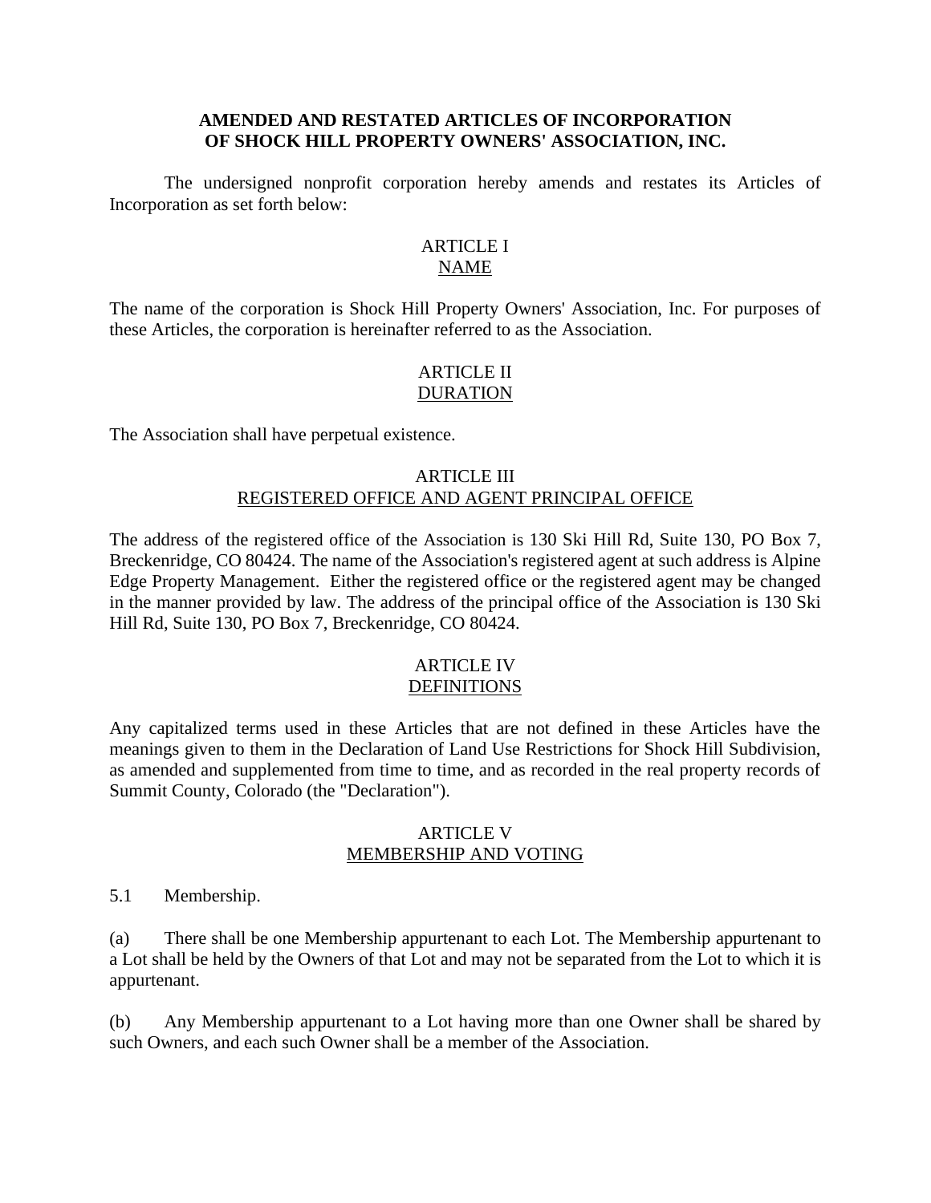# AMENDED AND RESTATED ARTICLES OF INCORPORATION OF SHOCK HILL PROPERTY OWNERS' ASSOCIATION, INC.

The undersigned nonprofit corporation hereby amends and restates its Articles of Incorporation as set forth below:

## ARTICLE I
## NAME

The name of the corporation is Shock Hill Property Owners' Association, Inc. For purposes of these Articles, the corporation is hereinafter referred to as the Association.

## ARTICLE II
## DURATION

The Association shall have perpetual existence.

## ARTICLE III
## REGISTERED OFFICE AND AGENT PRINCIPAL OFFICE

The address of the registered office of the Association is 130 Ski Hill Rd, Suite 130, PO Box 7, Breckenridge, CO 80424. The name of the Association's registered agent at such address is Alpine Edge Property Management. Either the registered office or the registered agent may be changed in the manner provided by law. The address of the principal office of the Association is 130 Ski Hill Rd, Suite 130, PO Box 7, Breckenridge, CO 80424.

## ARTICLE IV
## DEFINITIONS

Any capitalized terms used in these Articles that are not defined in these Articles have the meanings given to them in the Declaration of Land Use Restrictions for Shock Hill Subdivision, as amended and supplemented from time to time, and as recorded in the real property records of Summit County, Colorado (the "Declaration").

## ARTICLE V
## MEMBERSHIP AND VOTING

5.1 Membership.

(a) There shall be one Membership appurtenant to each Lot. The Membership appurtenant to a Lot shall be held by the Owners of that Lot and may not be separated from the Lot to which it is appurtenant.

(b) Any Membership appurtenant to a Lot having more than one Owner shall be shared by such Owners, and each such Owner shall be a member of the Association.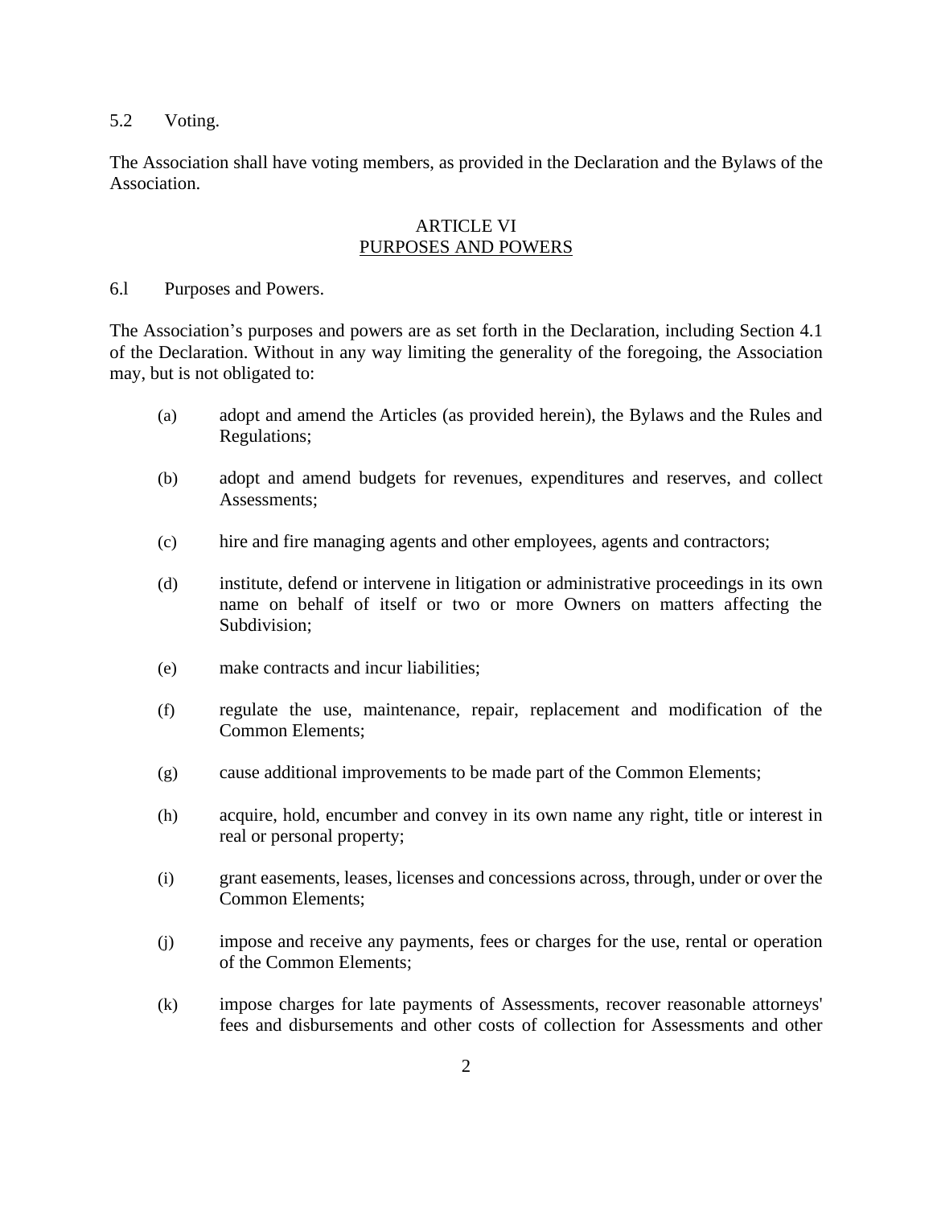5.2 Voting.

The Association shall have voting members, as provided in the Declaration and the Bylaws of the Association.

## ARTICLE VI
## PURPOSES AND POWERS

6.l Purposes and Powers.

The Association's purposes and powers are as set forth in the Declaration, including Section 4.1 of the Declaration. Without in any way limiting the generality of the foregoing, the Association may, but is not obligated to:

(a) adopt and amend the Articles (as provided herein), the Bylaws and the Rules and Regulations;

(b) adopt and amend budgets for revenues, expenditures and reserves, and collect Assessments;

(c) hire and fire managing agents and other employees, agents and contractors;

(d) institute, defend or intervene in litigation or administrative proceedings in its own name on behalf of itself or two or more Owners on matters affecting the Subdivision;

(e) make contracts and incur liabilities;

(f) regulate the use, maintenance, repair, replacement and modification of the Common Elements;

(g) cause additional improvements to be made part of the Common Elements;

(h) acquire, hold, encumber and convey in its own name any right, title or interest in real or personal property;

(i) grant easements, leases, licenses and concessions across, through, under or over the Common Elements;

(j) impose and receive any payments, fees or charges for the use, rental or operation of the Common Elements;

(k) impose charges for late payments of Assessments, recover reasonable attorneys' fees and disbursements and other costs of collection for Assessments and other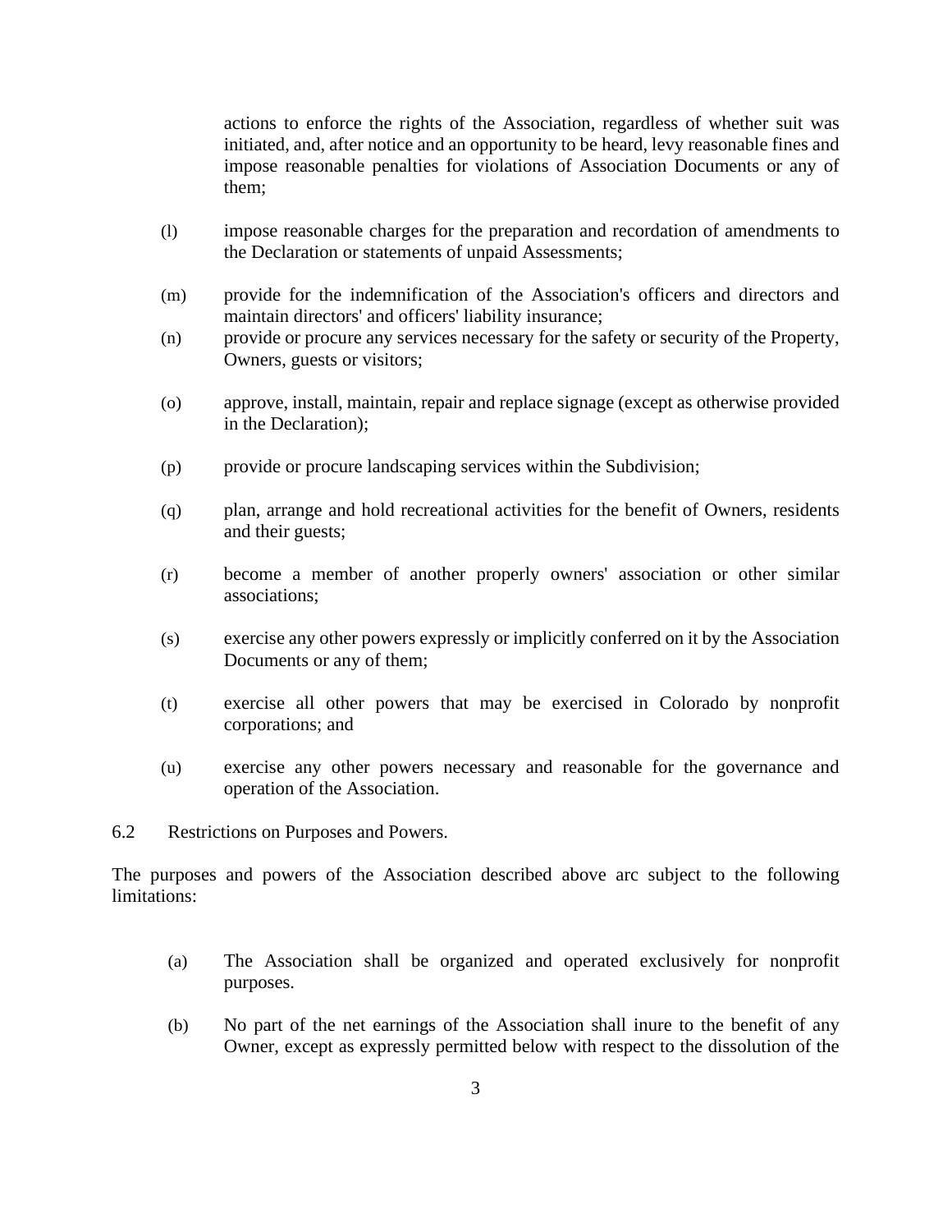actions to enforce the rights of the Association, regardless of whether suit was initiated, and, after notice and an opportunity to be heard, levy reasonable fines and impose reasonable penalties for violations of Association Documents or any of them;

(l) impose reasonable charges for the preparation and recordation of amendments to the Declaration or statements of unpaid Assessments;

(m) provide for the indemnification of the Association's officers and directors and maintain directors' and officers' liability insurance;

(n) provide or procure any services necessary for the safety or security of the Property, Owners, guests or visitors;

(o) approve, install, maintain, repair and replace signage (except as otherwise provided in the Declaration);

(p) provide or procure landscaping services within the Subdivision;

(q) plan, arrange and hold recreational activities for the benefit of Owners, residents and their guests;

(r) become a member of another properly owners' association or other similar associations;

(s) exercise any other powers expressly or implicitly conferred on it by the Association Documents or any of them;

(t) exercise all other powers that may be exercised in Colorado by nonprofit corporations; and

(u) exercise any other powers necessary and reasonable for the governance and operation of the Association.

6.2 Restrictions on Purposes and Powers.

The purposes and powers of the Association described above arc subject to the following limitations:

(a) The Association shall be organized and operated exclusively for nonprofit purposes.

(b) No part of the net earnings of the Association shall inure to the benefit of any Owner, except as expressly permitted below with respect to the dissolution of the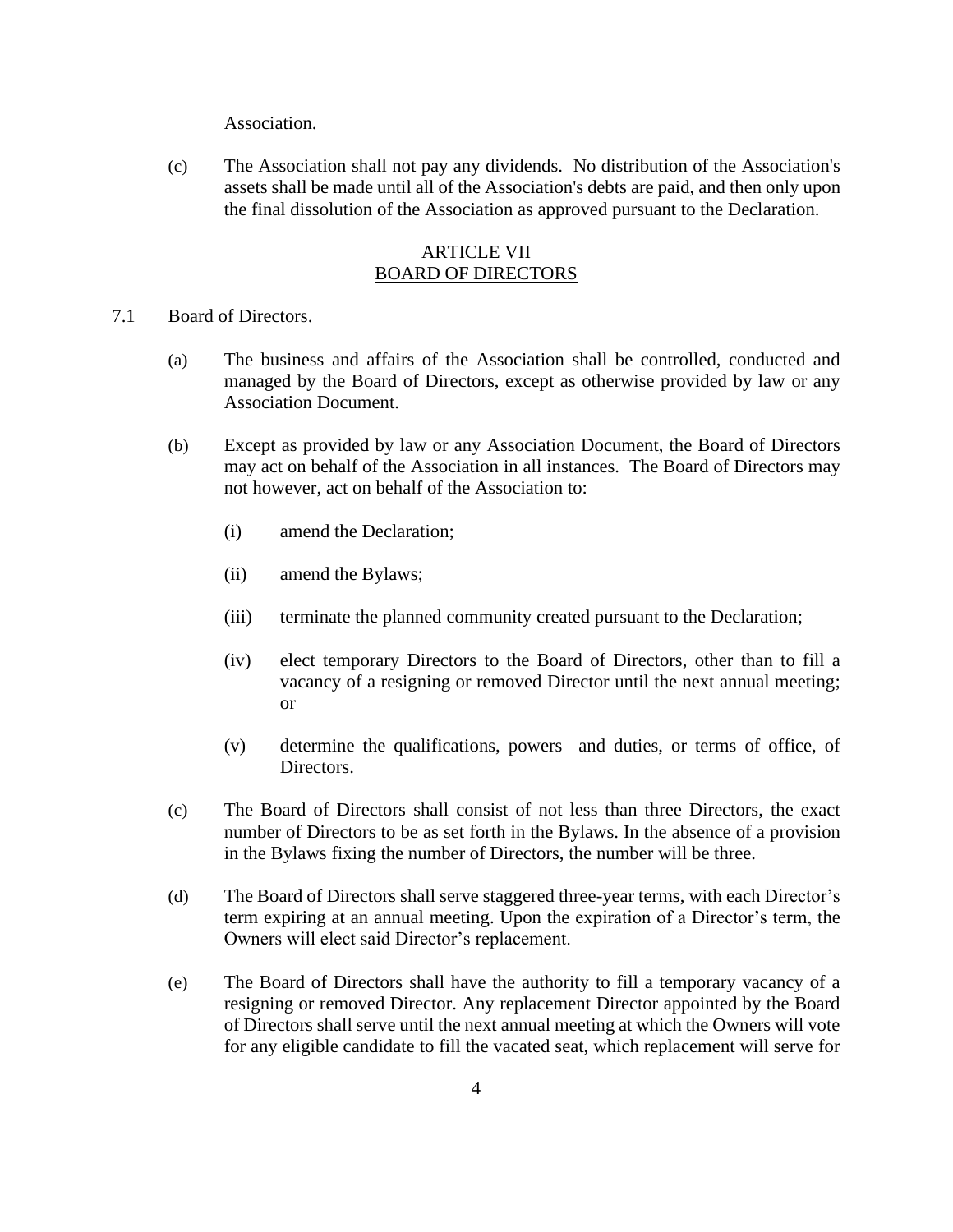Association.

(c) The Association shall not pay any dividends. No distribution of the Association's assets shall be made until all of the Association's debts are paid, and then only upon the final dissolution of the Association as approved pursuant to the Declaration.

## ARTICLE VII
## BOARD OF DIRECTORS

7.1 Board of Directors.

(a) The business and affairs of the Association shall be controlled, conducted and managed by the Board of Directors, except as otherwise provided by law or any Association Document.

(b) Except as provided by law or any Association Document, the Board of Directors may act on behalf of the Association in all instances. The Board of Directors may not however, act on behalf of the Association to:

(i) amend the Declaration;

(ii) amend the Bylaws;

(iii) terminate the planned community created pursuant to the Declaration;

(iv) elect temporary Directors to the Board of Directors, other than to fill a vacancy of a resigning or removed Director until the next annual meeting; or

(v) determine the qualifications, powers and duties, or terms of office, of Directors.

(c) The Board of Directors shall consist of not less than three Directors, the exact number of Directors to be as set forth in the Bylaws. In the absence of a provision in the Bylaws fixing the number of Directors, the number will be three.

(d) The Board of Directors shall serve staggered three-year terms, with each Director's term expiring at an annual meeting. Upon the expiration of a Director's term, the Owners will elect said Director's replacement.

(e) The Board of Directors shall have the authority to fill a temporary vacancy of a resigning or removed Director. Any replacement Director appointed by the Board of Directors shall serve until the next annual meeting at which the Owners will vote for any eligible candidate to fill the vacated seat, which replacement will serve for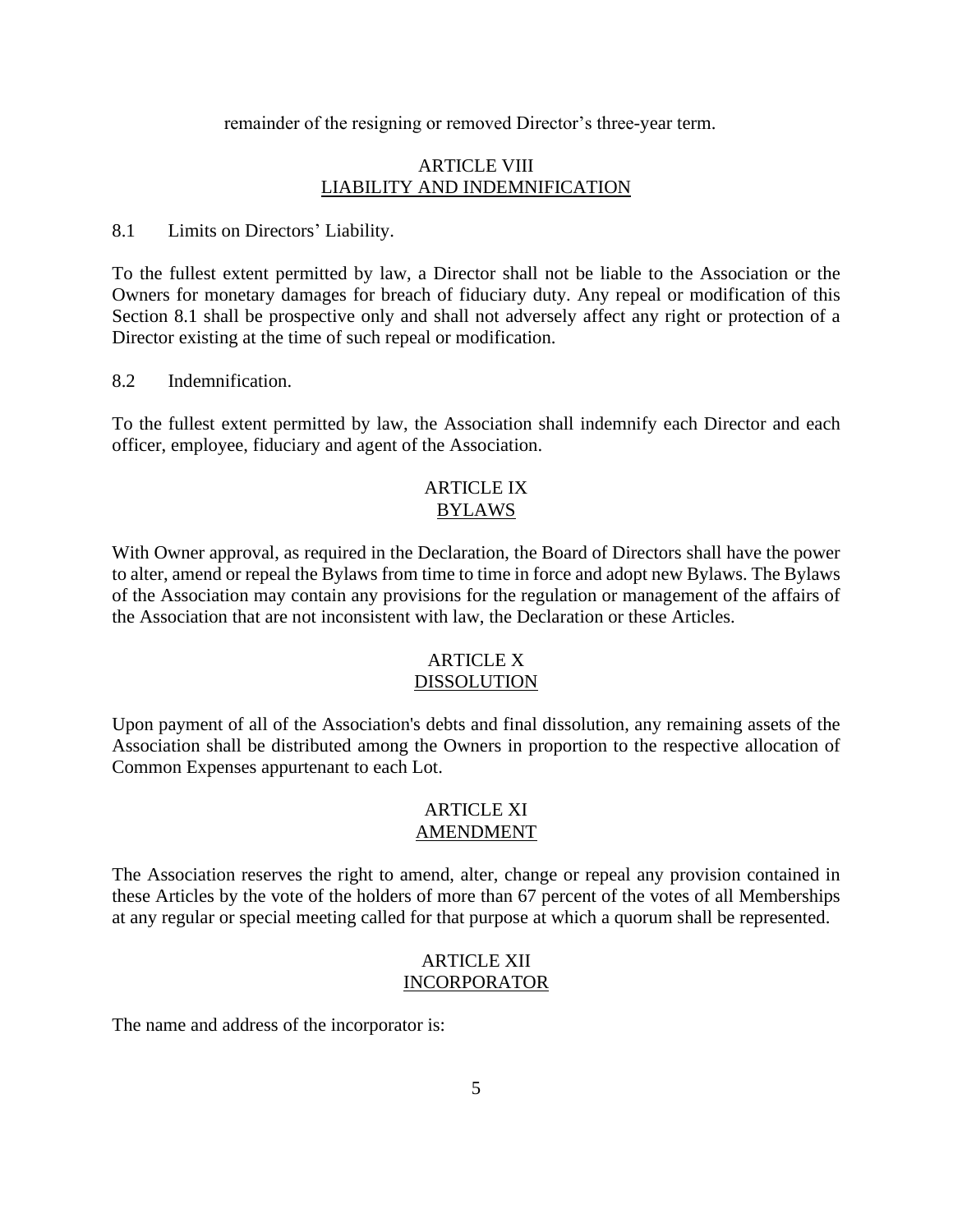remainder of the resigning or removed Director's three-year term.

## ARTICLE VIII
## LIABILITY AND INDEMNIFICATION

8.1 Limits on Directors' Liability.

To the fullest extent permitted by law, a Director shall not be liable to the Association or the Owners for monetary damages for breach of fiduciary duty. Any repeal or modification of this Section 8.1 shall be prospective only and shall not adversely affect any right or protection of a Director existing at the time of such repeal or modification.

8.2 Indemnification.

To the fullest extent permitted by law, the Association shall indemnify each Director and each officer, employee, fiduciary and agent of the Association.

## ARTICLE IX
## BYLAWS

With Owner approval, as required in the Declaration, the Board of Directors shall have the power to alter, amend or repeal the Bylaws from time to time in force and adopt new Bylaws. The Bylaws of the Association may contain any provisions for the regulation or management of the affairs of the Association that are not inconsistent with law, the Declaration or these Articles.

## ARTICLE X
## DISSOLUTION

Upon payment of all of the Association's debts and final dissolution, any remaining assets of the Association shall be distributed among the Owners in proportion to the respective allocation of Common Expenses appurtenant to each Lot.

## ARTICLE XI
## AMENDMENT

The Association reserves the right to amend, alter, change or repeal any provision contained in these Articles by the vote of the holders of more than 67 percent of the votes of all Memberships at any regular or special meeting called for that purpose at which a quorum shall be represented.

## ARTICLE XII
## INCORPORATOR

The name and address of the incorporator is: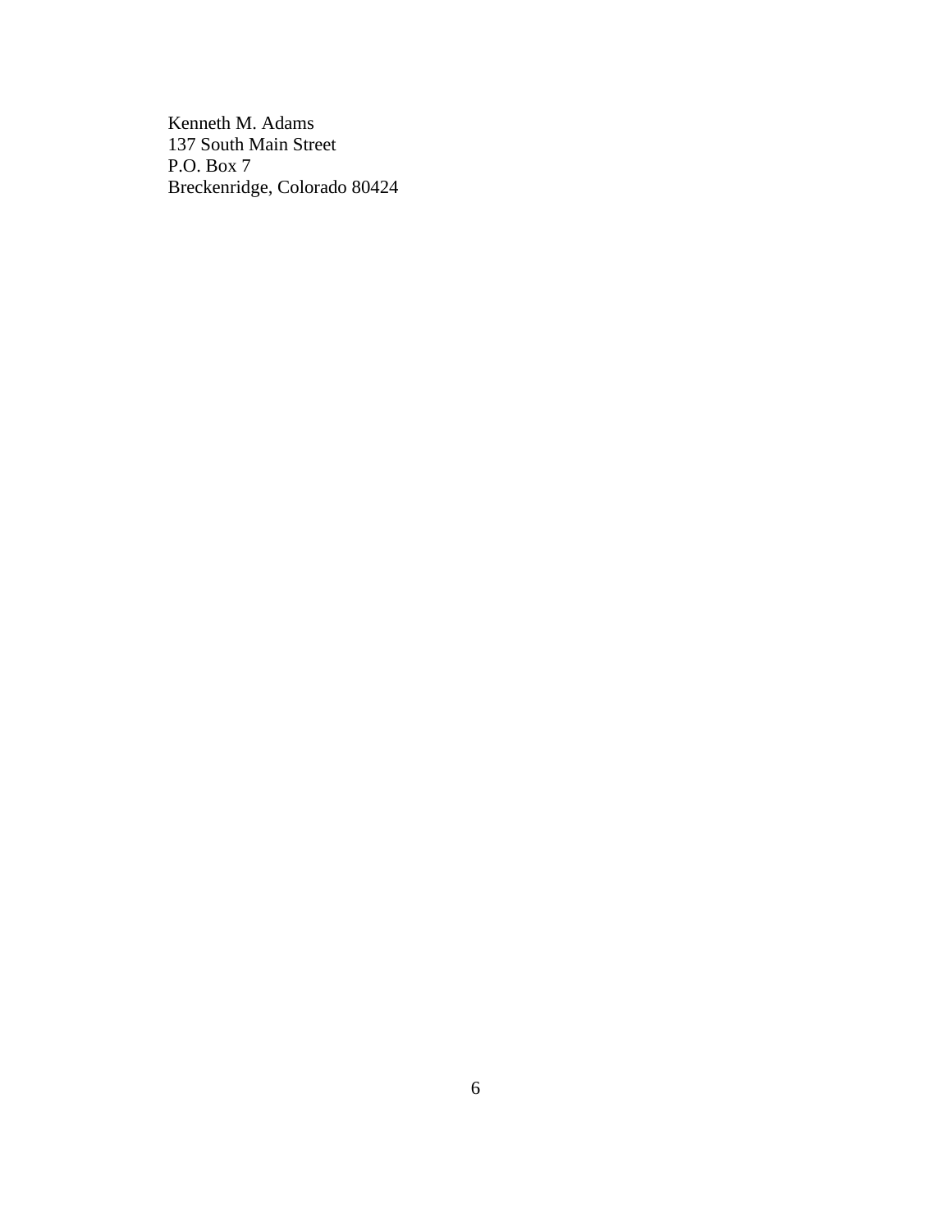Kenneth M. Adams  
137 South Main Street  
P.O. Box 7  
Breckenridge, Colorado 80424